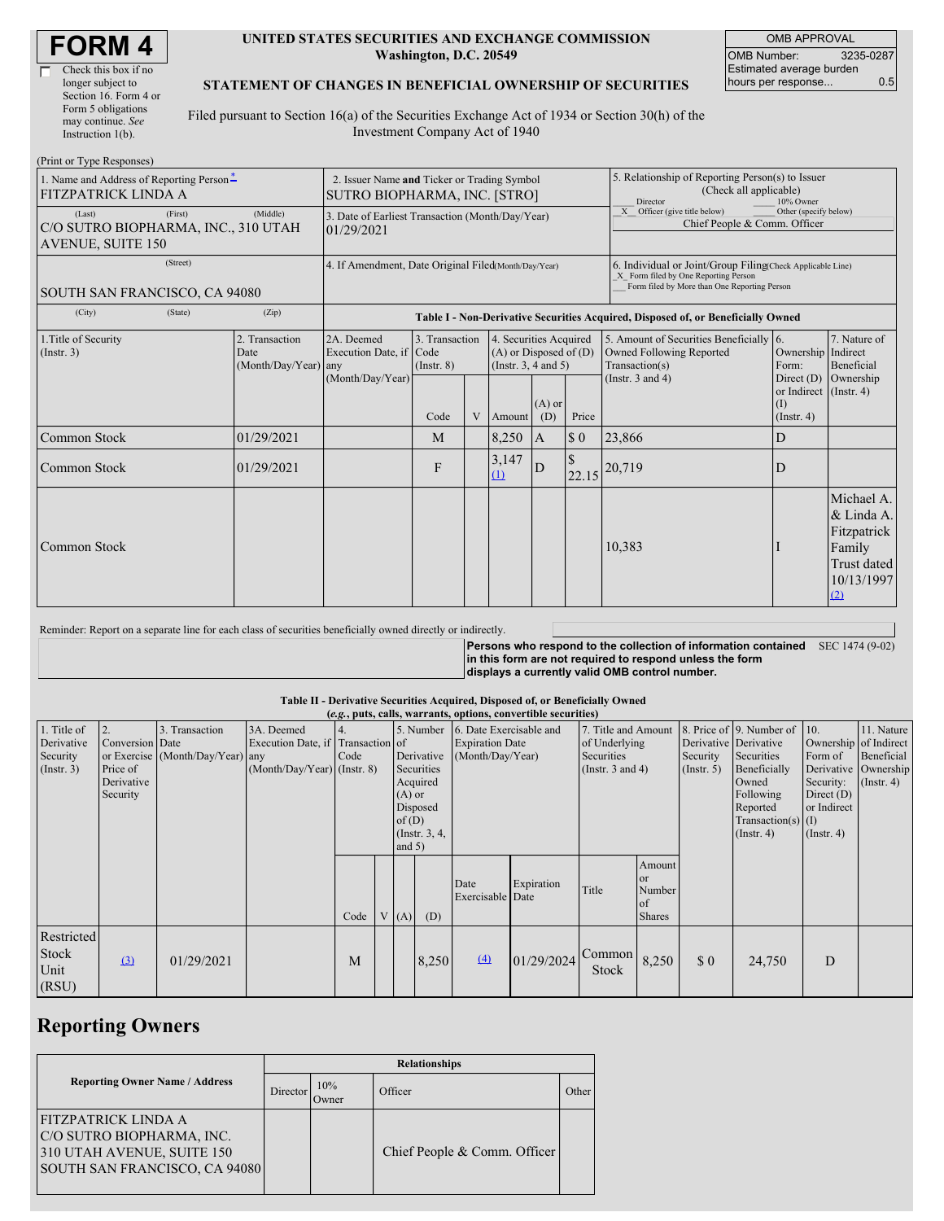# FORM 4

☐ Check this box if no longer subject to Section 16. Form 4 or Form 5 obligations may continue. *See* Instruction 1(b).

**UNITED STATES SECURITIES AND EXCHANGE COMMISSION**
**Washington, D.C. 20549**

**STATEMENT OF CHANGES IN BENEFICIAL OWNERSHIP OF SECURITIES**

Filed pursuant to Section 16(a) of the Securities Exchange Act of 1934 or Section 30(h) of the Investment Company Act of 1940

| OMB APPROVAL | |
|---|---|
| OMB Number: | 3235-0287 |
| Estimated average burden hours per response... | 0.5 |

(Print or Type Responses)

| | | |
|---|---|---|
| 1. Name and Address of Reporting Person* FITZPATRICK LINDA A | 2. Issuer Name and Ticker or Trading Symbol SUTRO BIOPHARMA, INC. [STRO] | 5. Relationship of Reporting Person(s) to Issuer (Check all applicable) ___ Director ___ 10% Owner _X_ Officer (give title below) ___ Other (specify below) Chief People & Comm. Officer |
| (Last) (First) (Middle) C/O SUTRO BIOPHARMA, INC., 310 UTAH AVENUE, SUITE 150 | 3. Date of Earliest Transaction (Month/Day/Year) 01/29/2021 | |
| (Street) SOUTH SAN FRANCISCO, CA 94080 | 4. If Amendment, Date Original Filed (Month/Day/Year) | 6. Individual or Joint/Group Filing (Check Applicable Line) _X_ Form filed by One Reporting Person ___ Form filed by More than One Reporting Person |
| (City) (State) (Zip) | | |

**Table I - Non-Derivative Securities Acquired, Disposed of, or Beneficially Owned**

| 1.Title of Security (Instr. 3) | 2. Transaction Date (Month/Day/Year) | 2A. Deemed Execution Date, if any (Month/Day/Year) | 3. Transaction Code (Instr. 8) Code | V | 4. Securities Acquired (A) or Disposed of (D) (Instr. 3, 4 and 5) Amount | (A) or (D) | Price | 5. Amount of Securities Beneficially Owned Following Reported Transaction(s) (Instr. 3 and 4) | 6. Ownership Form: Direct (D) or Indirect (I) (Instr. 4) | 7. Nature of Indirect Beneficial Ownership (Instr. 4) |
|---|---|---|---|---|---|---|---|---|---|---|
| Common Stock | 01/29/2021 | | M | | 8,250 | A | $ 0 | 23,866 | D | |
| Common Stock | 01/29/2021 | | F | | 3,147 (1) | D | $ 22.15 | 20,719 | D | |
| Common Stock | | | | | | | | 10,383 | I | Michael A. & Linda A. Fitzpatrick Family Trust dated 10/13/1997 (2) |

Reminder: Report on a separate line for each class of securities beneficially owned directly or indirectly.

**Persons who respond to the collection of information contained in this form are not required to respond unless the form displays a currently valid OMB control number.** SEC 1474 (9-02)

**Table II - Derivative Securities Acquired, Disposed of, or Beneficially Owned**
**(*e.g.*, puts, calls, warrants, options, convertible securities)**

| 1. Title of Derivative Security (Instr. 3) | 2. Conversion or Exercise Price of Derivative Security | 3. Transaction Date (Month/Day/Year) | 3A. Deemed Execution Date, if any (Month/Day/Year) | 4. Transaction Code (Instr. 8) Code | V | 5. Number of Derivative Securities Acquired (A) or Disposed of (D) (Instr. 3, 4, and 5) (A) | (D) | 6. Date Exercisable and Expiration Date (Month/Day/Year) Date Exercisable | Expiration Date | 7. Title and Amount of Underlying Securities (Instr. 3 and 4) Title | Amount or Number of Shares | 8. Price of Derivative Security (Instr. 5) | 9. Number of Derivative Securities Beneficially Owned Following Reported Transaction(s) (Instr. 4) | 10. Ownership Form of Derivative Security: Direct (D) or Indirect (I) (Instr. 4) | 11. Nature of Indirect Beneficial Ownership (Instr. 4) |
|---|---|---|---|---|---|---|---|---|---|---|---|---|---|---|---|
| Restricted Stock Unit (RSU) | (3) | 01/29/2021 | | M | | | 8,250 | (4) | 01/29/2024 | Common Stock | 8,250 | $ 0 | 24,750 | D | |

## Reporting Owners

| Reporting Owner Name / Address | Relationships | | | |
|---|---|---|---|---|
| | Director | 10% Owner | Officer | Other |
| FITZPATRICK LINDA A C/O SUTRO BIOPHARMA, INC. 310 UTAH AVENUE, SUITE 150 SOUTH SAN FRANCISCO, CA 94080 | | | Chief People & Comm. Officer | |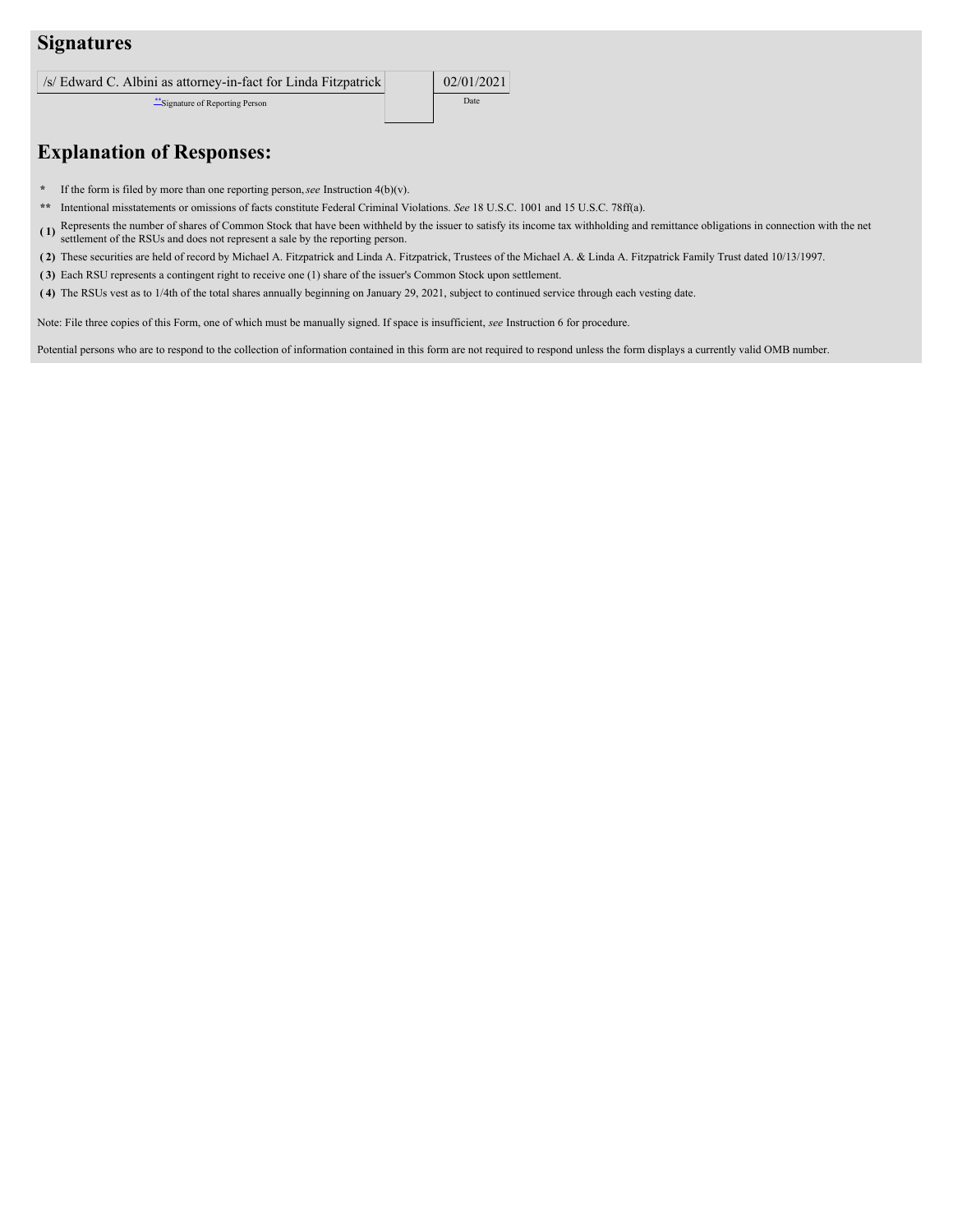## Signatures

| | | |
|---|---|---|
| /s/ Edward C. Albini as attorney-in-fact for Linda Fitzpatrick | | 02/01/2021 |
| ** Signature of Reporting Person | | Date |

## Explanation of Responses:

- \* If the form is filed by more than one reporting person, *see* Instruction 4(b)(v).
- \*\* Intentional misstatements or omissions of facts constitute Federal Criminal Violations. *See* 18 U.S.C. 1001 and 15 U.S.C. 78ff(a).
- ( 1) Represents the number of shares of Common Stock that have been withheld by the issuer to satisfy its income tax withholding and remittance obligations in connection with the net settlement of the RSUs and does not represent a sale by the reporting person.
- ( 2) These securities are held of record by Michael A. Fitzpatrick and Linda A. Fitzpatrick, Trustees of the Michael A. & Linda A. Fitzpatrick Family Trust dated 10/13/1997.
- ( 3) Each RSU represents a contingent right to receive one (1) share of the issuer's Common Stock upon settlement.
- ( 4) The RSUs vest as to 1/4th of the total shares annually beginning on January 29, 2021, subject to continued service through each vesting date.

Note: File three copies of this Form, one of which must be manually signed. If space is insufficient, *see* Instruction 6 for procedure.

Potential persons who are to respond to the collection of information contained in this form are not required to respond unless the form displays a currently valid OMB number.